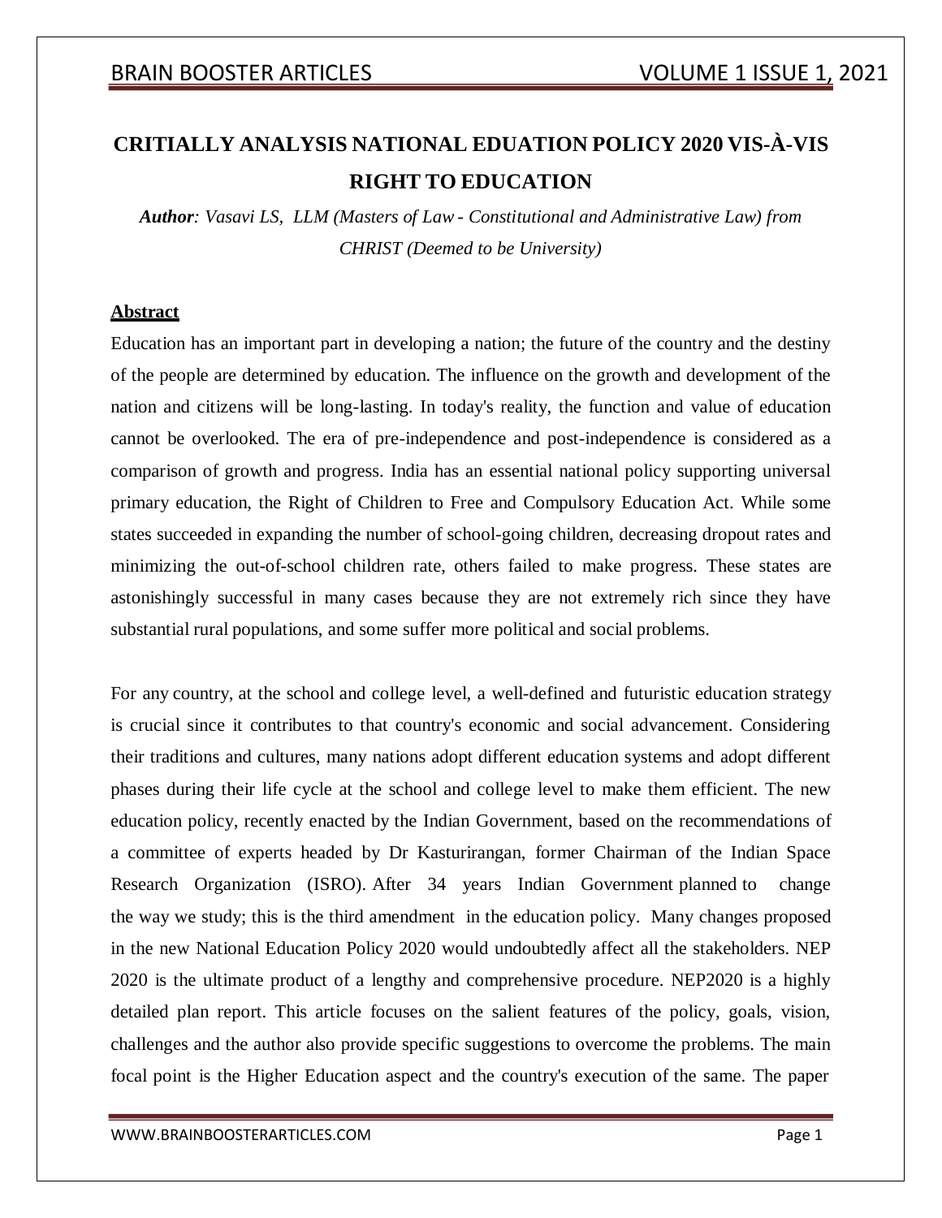# CRITIALLY ANALYSIS NATIONAL EDUATION POLICY 2020 VIS-À-VIS RIGHT TO EDUCATION

***Author**: Vasavi LS, LLM (Masters of Law - Constitutional and Administrative Law) from CHRIST (Deemed to be University)*

## Abstract

Education has an important part in developing a nation; the future of the country and the destiny of the people are determined by education. The influence on the growth and development of the nation and citizens will be long-lasting. In today's reality, the function and value of education cannot be overlooked. The era of pre-independence and post-independence is considered as a comparison of growth and progress. India has an essential national policy supporting universal primary education, the Right of Children to Free and Compulsory Education Act. While some states succeeded in expanding the number of school-going children, decreasing dropout rates and minimizing the out-of-school children rate, others failed to make progress. These states are astonishingly successful in many cases because they are not extremely rich since they have substantial rural populations, and some suffer more political and social problems.

For any country, at the school and college level, a well-defined and futuristic education strategy is crucial since it contributes to that country's economic and social advancement. Considering their traditions and cultures, many nations adopt different education systems and adopt different phases during their life cycle at the school and college level to make them efficient. The new education policy, recently enacted by the Indian Government, based on the recommendations of a committee of experts headed by Dr Kasturirangan, former Chairman of the Indian Space Research Organization (ISRO). After 34 years Indian Government planned to change the way we study; this is the third amendment in the education policy. Many changes proposed in the new National Education Policy 2020 would undoubtedly affect all the stakeholders. NEP 2020 is the ultimate product of a lengthy and comprehensive procedure. NEP2020 is a highly detailed plan report. This article focuses on the salient features of the policy, goals, vision, challenges and the author also provide specific suggestions to overcome the problems. The main focal point is the Higher Education aspect and the country's execution of the same. The paper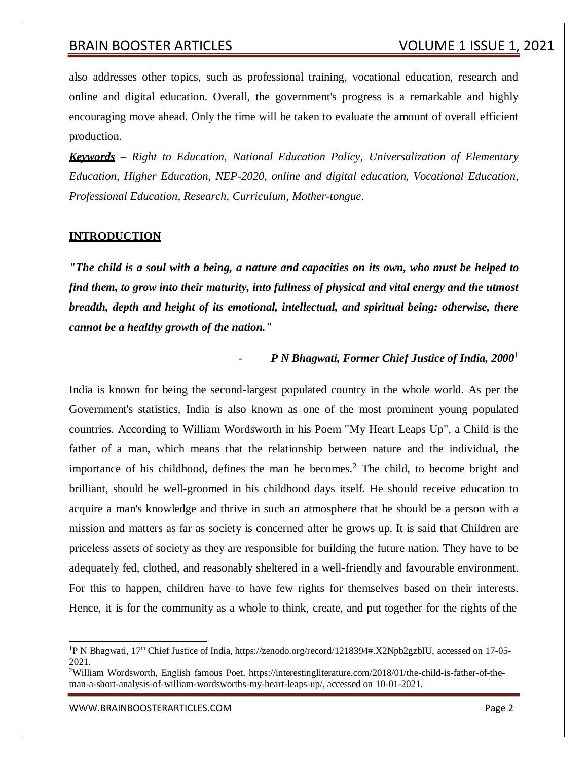also addresses other topics, such as professional training, vocational education, research and online and digital education. Overall, the government's progress is a remarkable and highly encouraging move ahead. Only the time will be taken to evaluate the amount of overall efficient production.

***Keywords*** – *Right to Education, National Education Policy, Universalization of Elementary Education, Higher Education, NEP-2020, online and digital education, Vocational Education, Professional Education, Research, Curriculum, Mother-tongue.*

## INTRODUCTION

***"The child is a soul with a being, a nature and capacities on its own, who must be helped to find them, to grow into their maturity, into fullness of physical and vital energy and the utmost breadth, depth and height of its emotional, intellectual, and spiritual being: otherwise, there cannot be a healthy growth of the nation."***

- ***P N Bhagwati, Former Chief Justice of India, 2000***[1]

India is known for being the second-largest populated country in the whole world. As per the Government's statistics, India is also known as one of the most prominent young populated countries. According to William Wordsworth in his Poem "My Heart Leaps Up", a Child is the father of a man, which means that the relationship between nature and the individual, the importance of his childhood, defines the man he becomes.[2] The child, to become bright and brilliant, should be well-groomed in his childhood days itself. He should receive education to acquire a man's knowledge and thrive in such an atmosphere that he should be a person with a mission and matters as far as society is concerned after he grows up. It is said that Children are priceless assets of society as they are responsible for building the future nation. They have to be adequately fed, clothed, and reasonably sheltered in a well-friendly and favourable environment. For this to happen, children have to have few rights for themselves based on their interests. Hence, it is for the community as a whole to think, create, and put together for the rights of the

---

[1] P N Bhagwati, 17th Chief Justice of India, https://zenodo.org/record/1218394#.X2Npb2gzbIU, accessed on 17-05-2021.

[2] William Wordsworth, English famous Poet, https://interestingliterature.com/2018/01/the-child-is-father-of-the-man-a-short-analysis-of-william-wordsworths-my-heart-leaps-up/, accessed on 10-01-2021.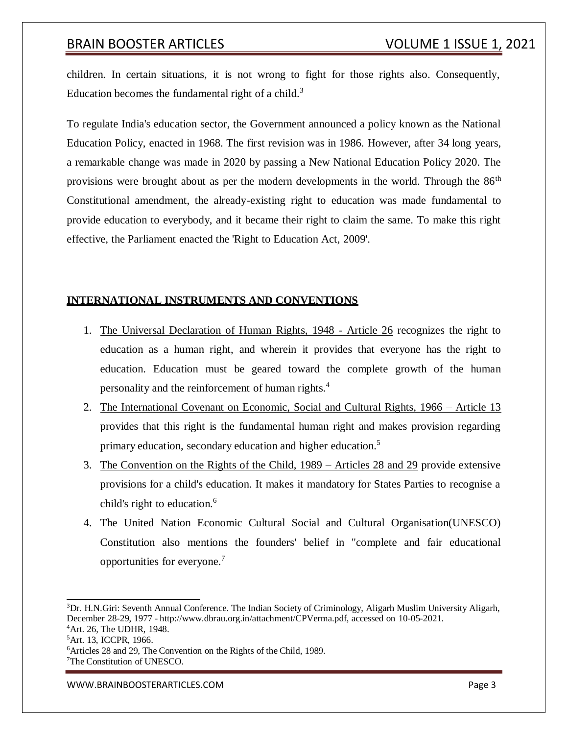children. In certain situations, it is not wrong to fight for those rights also. Consequently, Education becomes the fundamental right of a child.[3]

To regulate India's education sector, the Government announced a policy known as the National Education Policy, enacted in 1968. The first revision was in 1986. However, after 34 long years, a remarkable change was made in 2020 by passing a New National Education Policy 2020. The provisions were brought about as per the modern developments in the world. Through the 86th Constitutional amendment, the already-existing right to education was made fundamental to provide education to everybody, and it became their right to claim the same. To make this right effective, the Parliament enacted the 'Right to Education Act, 2009'.

## INTERNATIONAL INSTRUMENTS AND CONVENTIONS

1. The Universal Declaration of Human Rights, 1948 - Article 26 recognizes the right to education as a human right, and wherein it provides that everyone has the right to education. Education must be geared toward the complete growth of the human personality and the reinforcement of human rights.[4]
2. The International Covenant on Economic, Social and Cultural Rights, 1966 – Article 13 provides that this right is the fundamental human right and makes provision regarding primary education, secondary education and higher education.[5]
3. The Convention on the Rights of the Child, 1989 – Articles 28 and 29 provide extensive provisions for a child's education. It makes it mandatory for States Parties to recognise a child's right to education.[6]
4. The United Nation Economic Cultural Social and Cultural Organisation(UNESCO) Constitution also mentions the founders' belief in "complete and fair educational opportunities for everyone.[7]

---

[3] Dr. H.N.Giri: Seventh Annual Conference. The Indian Society of Criminology, Aligarh Muslim University Aligarh, December 28-29, 1977 - http://www.dbrau.org.in/attachment/CPVerma.pdf, accessed on 10-05-2021.

[4] Art. 26, The UDHR, 1948.

[5] Art. 13, ICCPR, 1966.

[6] Articles 28 and 29, The Convention on the Rights of the Child, 1989.

[7] The Constitution of UNESCO.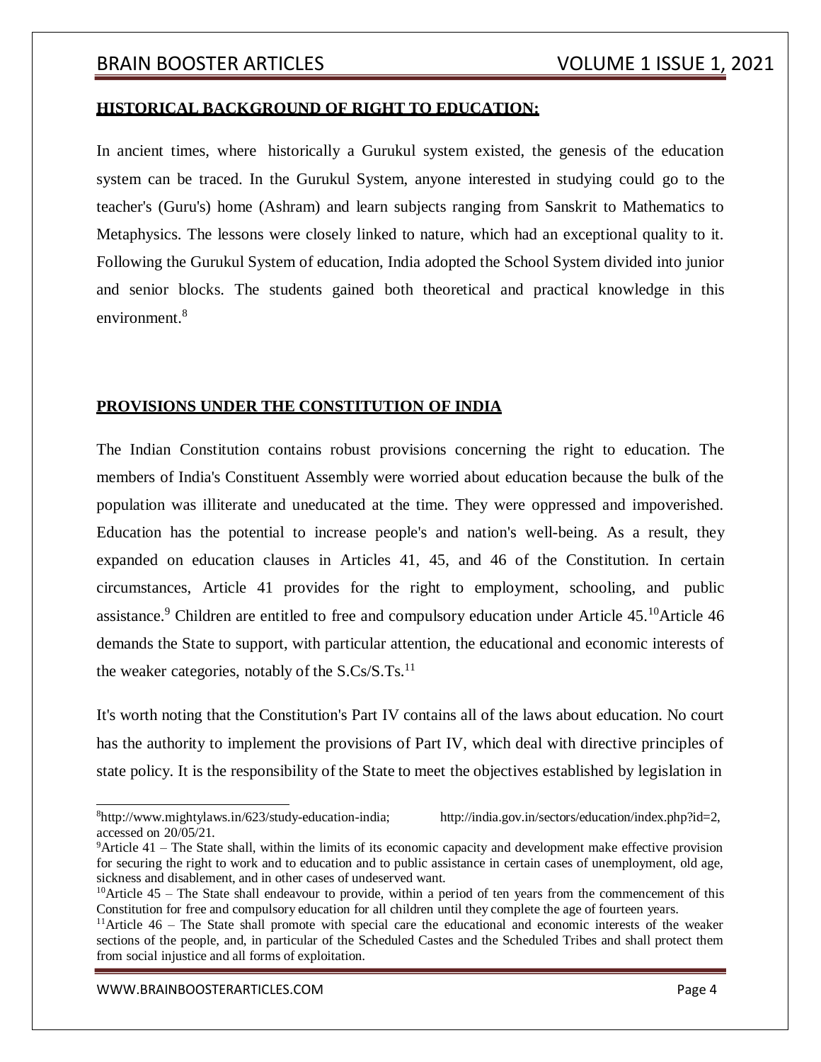## **HISTORICAL BACKGROUND OF RIGHT TO EDUCATION:**

In ancient times, where historically a Gurukul system existed, the genesis of the education system can be traced. In the Gurukul System, anyone interested in studying could go to the teacher's (Guru's) home (Ashram) and learn subjects ranging from Sanskrit to Mathematics to Metaphysics. The lessons were closely linked to nature, which had an exceptional quality to it. Following the Gurukul System of education, India adopted the School System divided into junior and senior blocks. The students gained both theoretical and practical knowledge in this environment.[8]

## **PROVISIONS UNDER THE CONSTITUTION OF INDIA**

The Indian Constitution contains robust provisions concerning the right to education. The members of India's Constituent Assembly were worried about education because the bulk of the population was illiterate and uneducated at the time. They were oppressed and impoverished. Education has the potential to increase people's and nation's well-being. As a result, they expanded on education clauses in Articles 41, 45, and 46 of the Constitution. In certain circumstances, Article 41 provides for the right to employment, schooling, and public assistance.[9] Children are entitled to free and compulsory education under Article 45.[10]Article 46 demands the State to support, with particular attention, the educational and economic interests of the weaker categories, notably of the S.Cs/S.Ts.[11]

It's worth noting that the Constitution's Part IV contains all of the laws about education. No court has the authority to implement the provisions of Part IV, which deal with directive principles of state policy. It is the responsibility of the State to meet the objectives established by legislation in

---

[8]http://www.mightylaws.in/623/study-education-india; http://india.gov.in/sectors/education/index.php?id=2, accessed on 20/05/21.

[9]Article 41 – The State shall, within the limits of its economic capacity and development make effective provision for securing the right to work and to education and to public assistance in certain cases of unemployment, old age, sickness and disablement, and in other cases of undeserved want.

[10]Article 45 – The State shall endeavour to provide, within a period of ten years from the commencement of this Constitution for free and compulsory education for all children until they complete the age of fourteen years.

[11]Article 46 – The State shall promote with special care the educational and economic interests of the weaker sections of the people, and, in particular of the Scheduled Castes and the Scheduled Tribes and shall protect them from social injustice and all forms of exploitation.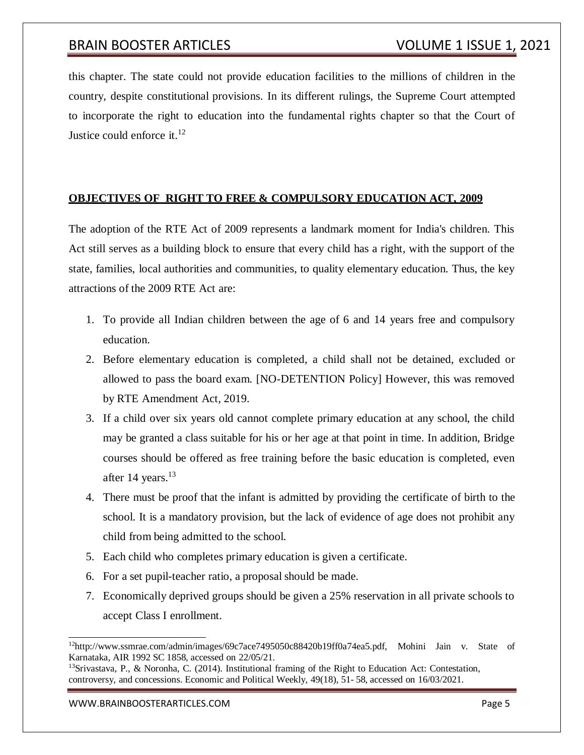this chapter. The state could not provide education facilities to the millions of children in the country, despite constitutional provisions. In its different rulings, the Supreme Court attempted to incorporate the right to education into the fundamental rights chapter so that the Court of Justice could enforce it.[12]

## OBJECTIVES OF RIGHT TO FREE & COMPULSORY EDUCATION ACT, 2009

The adoption of the RTE Act of 2009 represents a landmark moment for India's children. This Act still serves as a building block to ensure that every child has a right, with the support of the state, families, local authorities and communities, to quality elementary education. Thus, the key attractions of the 2009 RTE Act are:

1. To provide all Indian children between the age of 6 and 14 years free and compulsory education.
2. Before elementary education is completed, a child shall not be detained, excluded or allowed to pass the board exam. [NO-DETENTION Policy] However, this was removed by RTE Amendment Act, 2019.
3. If a child over six years old cannot complete primary education at any school, the child may be granted a class suitable for his or her age at that point in time. In addition, Bridge courses should be offered as free training before the basic education is completed, even after 14 years.[13]
4. There must be proof that the infant is admitted by providing the certificate of birth to the school. It is a mandatory provision, but the lack of evidence of age does not prohibit any child from being admitted to the school.
5. Each child who completes primary education is given a certificate.
6. For a set pupil-teacher ratio, a proposal should be made.
7. Economically deprived groups should be given a 25% reservation in all private schools to accept Class I enrollment.

---

[12]http://www.ssmrae.com/admin/images/69c7ace7495050c88420b19ff0a74ea5.pdf, Mohini Jain v. State of Karnataka, AIR 1992 SC 1858, accessed on 22/05/21.

[13]Srivastava, P., & Noronha, C. (2014). Institutional framing of the Right to Education Act: Contestation, controversy, and concessions. Economic and Political Weekly, 49(18), 51- 58, accessed on 16/03/2021.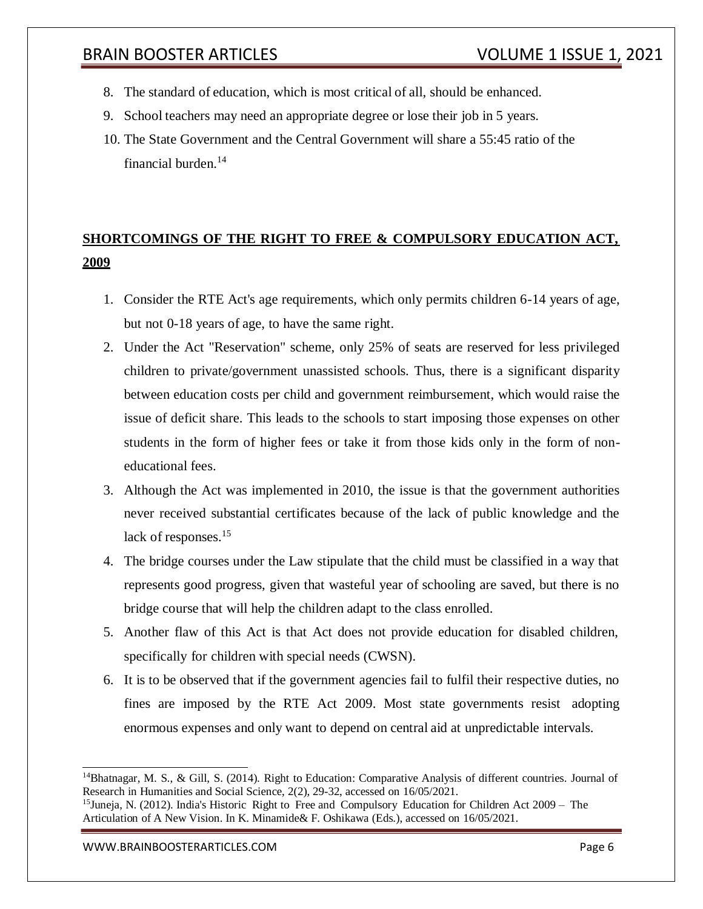8. The standard of education, which is most critical of all, should be enhanced.
9. School teachers may need an appropriate degree or lose their job in 5 years.
10. The State Government and the Central Government will share a 55:45 ratio of the financial burden.[14]

## SHORTCOMINGS OF THE RIGHT TO FREE & COMPULSORY EDUCATION ACT, 2009

1. Consider the RTE Act's age requirements, which only permits children 6-14 years of age, but not 0-18 years of age, to have the same right.
2. Under the Act "Reservation" scheme, only 25% of seats are reserved for less privileged children to private/government unassisted schools. Thus, there is a significant disparity between education costs per child and government reimbursement, which would raise the issue of deficit share. This leads to the schools to start imposing those expenses on other students in the form of higher fees or take it from those kids only in the form of non-educational fees.
3. Although the Act was implemented in 2010, the issue is that the government authorities never received substantial certificates because of the lack of public knowledge and the lack of responses.[15]
4. The bridge courses under the Law stipulate that the child must be classified in a way that represents good progress, given that wasteful year of schooling are saved, but there is no bridge course that will help the children adapt to the class enrolled.
5. Another flaw of this Act is that Act does not provide education for disabled children, specifically for children with special needs (CWSN).
6. It is to be observed that if the government agencies fail to fulfil their respective duties, no fines are imposed by the RTE Act 2009. Most state governments resist adopting enormous expenses and only want to depend on central aid at unpredictable intervals.

---

[14] Bhatnagar, M. S., & Gill, S. (2014). Right to Education: Comparative Analysis of different countries. Journal of Research in Humanities and Social Science, 2(2), 29-32, accessed on 16/05/2021.

[15] Juneja, N. (2012). India's Historic Right to Free and Compulsory Education for Children Act 2009 – The Articulation of A New Vision. In K. Minamide& F. Oshikawa (Eds.), accessed on 16/05/2021.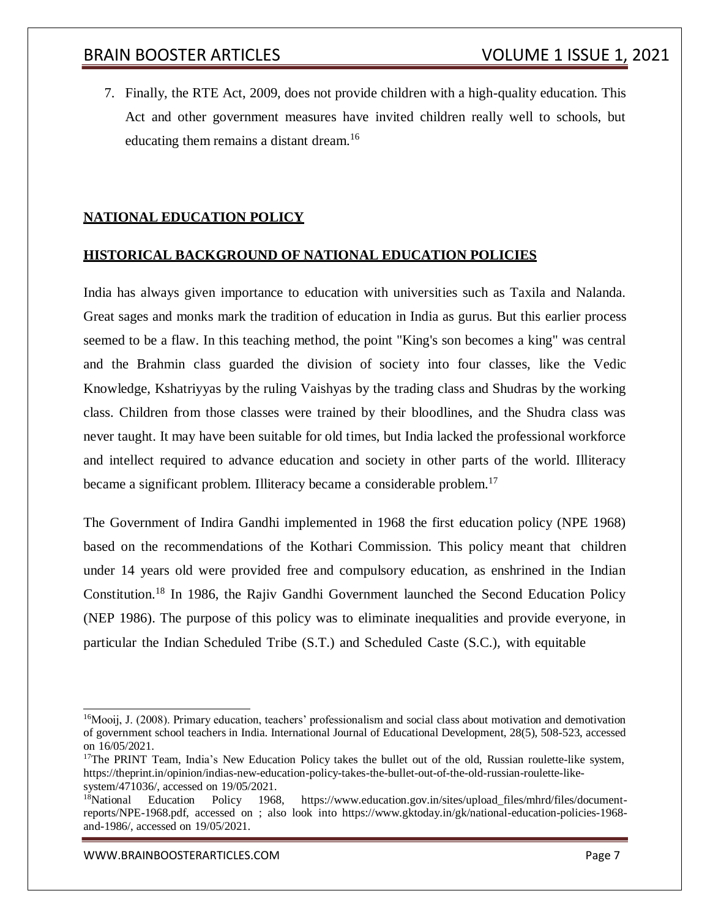7. Finally, the RTE Act, 2009, does not provide children with a high-quality education. This Act and other government measures have invited children really well to schools, but educating them remains a distant dream.[16]

## NATIONAL EDUCATION POLICY

## HISTORICAL BACKGROUND OF NATIONAL EDUCATION POLICIES

India has always given importance to education with universities such as Taxila and Nalanda. Great sages and monks mark the tradition of education in India as gurus. But this earlier process seemed to be a flaw. In this teaching method, the point "King's son becomes a king" was central and the Brahmin class guarded the division of society into four classes, like the Vedic Knowledge, Kshatriyyas by the ruling Vaishyas by the trading class and Shudras by the working class. Children from those classes were trained by their bloodlines, and the Shudra class was never taught. It may have been suitable for old times, but India lacked the professional workforce and intellect required to advance education and society in other parts of the world. Illiteracy became a significant problem. Illiteracy became a considerable problem.[17]

The Government of Indira Gandhi implemented in 1968 the first education policy (NPE 1968) based on the recommendations of the Kothari Commission. This policy meant that children under 14 years old were provided free and compulsory education, as enshrined in the Indian Constitution.[18] In 1986, the Rajiv Gandhi Government launched the Second Education Policy (NEP 1986). The purpose of this policy was to eliminate inequalities and provide everyone, in particular the Indian Scheduled Tribe (S.T.) and Scheduled Caste (S.C.), with equitable

---

[16] Mooij, J. (2008). Primary education, teachers' professionalism and social class about motivation and demotivation of government school teachers in India. International Journal of Educational Development, 28(5), 508-523, accessed on 16/05/2021.

[17] The PRINT Team, India's New Education Policy takes the bullet out of the old, Russian roulette-like system, https://theprint.in/opinion/indias-new-education-policy-takes-the-bullet-out-of-the-old-russian-roulette-like-system/471036/, accessed on 19/05/2021.

[18] National Education Policy 1968, https://www.education.gov.in/sites/upload_files/mhrd/files/document-reports/NPE-1968.pdf, accessed on ; also look into https://www.gktoday.in/gk/national-education-policies-1968-and-1986/, accessed on 19/05/2021.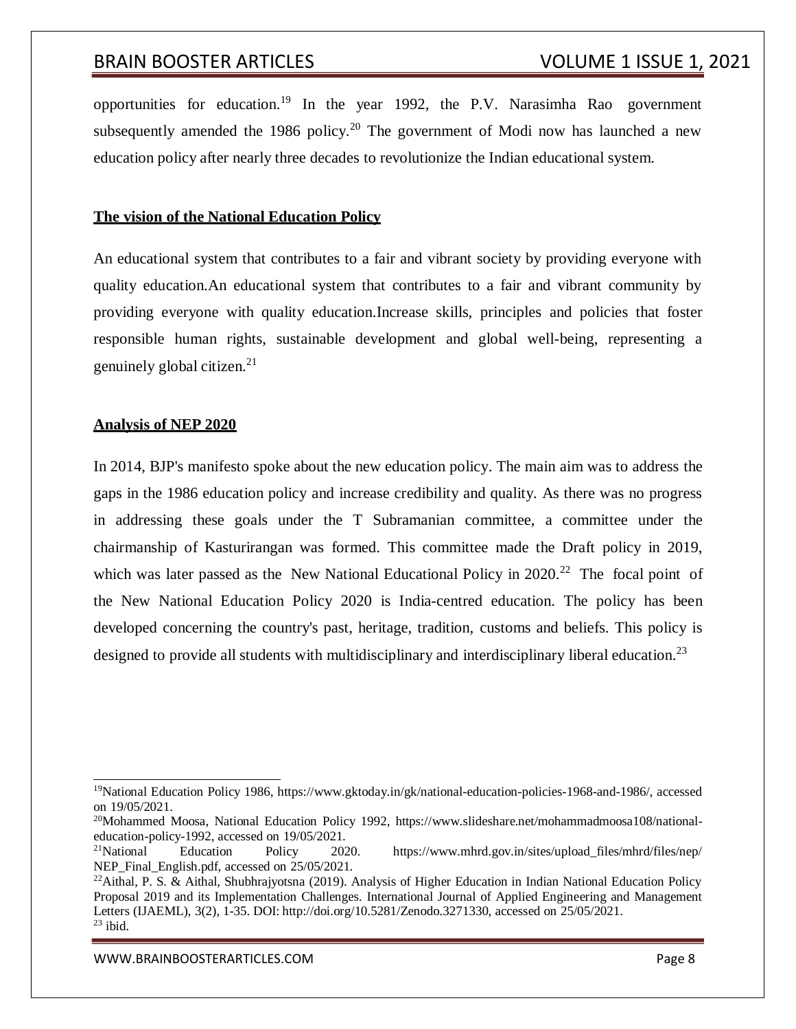opportunities for education.[19] In the year 1992, the P.V. Narasimha Rao government subsequently amended the 1986 policy.[20] The government of Modi now has launched a new education policy after nearly three decades to revolutionize the Indian educational system.

## The vision of the National Education Policy

An educational system that contributes to a fair and vibrant society by providing everyone with quality education.An educational system that contributes to a fair and vibrant community by providing everyone with quality education.Increase skills, principles and policies that foster responsible human rights, sustainable development and global well-being, representing a genuinely global citizen.[21]

## Analysis of NEP 2020

In 2014, BJP's manifesto spoke about the new education policy. The main aim was to address the gaps in the 1986 education policy and increase credibility and quality. As there was no progress in addressing these goals under the T Subramanian committee, a committee under the chairmanship of Kasturirangan was formed. This committee made the Draft policy in 2019, which was later passed as the New National Educational Policy in 2020.[22] The focal point of the New National Education Policy 2020 is India-centred education. The policy has been developed concerning the country's past, heritage, tradition, customs and beliefs. This policy is designed to provide all students with multidisciplinary and interdisciplinary liberal education.[23]

---

[19] National Education Policy 1986, https://www.gktoday.in/gk/national-education-policies-1968-and-1986/, accessed on 19/05/2021.

[20] Mohammed Moosa, National Education Policy 1992, https://www.slideshare.net/mohammadmoosa108/national-education-policy-1992, accessed on 19/05/2021.

[21] National Education Policy 2020. https://www.mhrd.gov.in/sites/upload_files/mhrd/files/nep/NEP_Final_English.pdf, accessed on 25/05/2021.

[22] Aithal, P. S. & Aithal, Shubhrajyotsna (2019). Analysis of Higher Education in Indian National Education Policy Proposal 2019 and its Implementation Challenges. International Journal of Applied Engineering and Management Letters (IJAEML), 3(2), 1-35. DOI: http://doi.org/10.5281/Zenodo.3271330, accessed on 25/05/2021.

[23] ibid.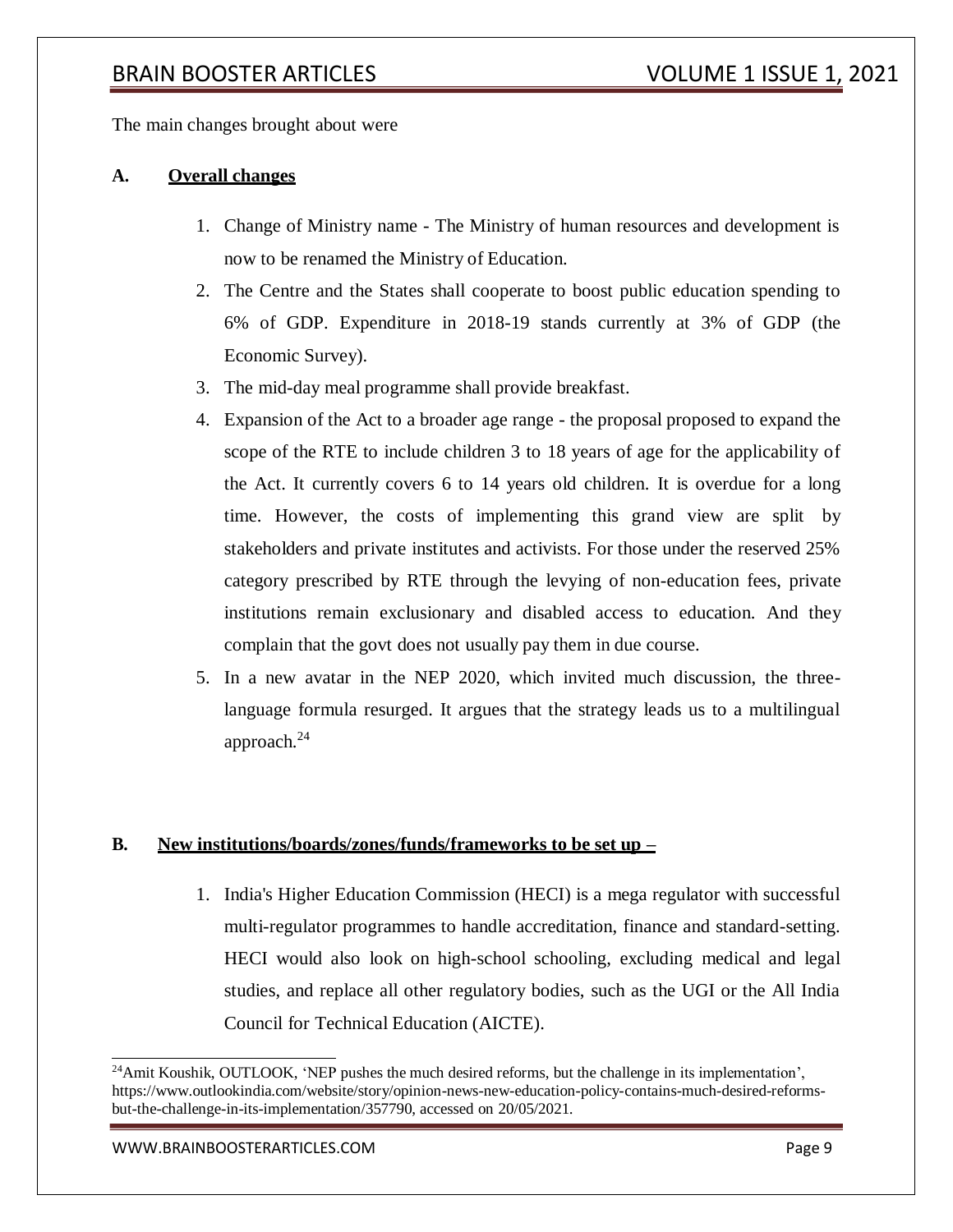The main changes brought about were

**A. <u>Overall changes</u>**

1. Change of Ministry name - The Ministry of human resources and development is now to be renamed the Ministry of Education.
2. The Centre and the States shall cooperate to boost public education spending to 6% of GDP. Expenditure in 2018-19 stands currently at 3% of GDP (the Economic Survey).
3. The mid-day meal programme shall provide breakfast.
4. Expansion of the Act to a broader age range - the proposal proposed to expand the scope of the RTE to include children 3 to 18 years of age for the applicability of the Act. It currently covers 6 to 14 years old children. It is overdue for a long time. However, the costs of implementing this grand view are split by stakeholders and private institutes and activists. For those under the reserved 25% category prescribed by RTE through the levying of non-education fees, private institutions remain exclusionary and disabled access to education. And they complain that the govt does not usually pay them in due course.
5. In a new avatar in the NEP 2020, which invited much discussion, the three-language formula resurged. It argues that the strategy leads us to a multilingual approach.[24]

**B. <u>New institutions/boards/zones/funds/frameworks to be set up –</u>**

1. India's Higher Education Commission (HECI) is a mega regulator with successful multi-regulator programmes to handle accreditation, finance and standard-setting. HECI would also look on high-school schooling, excluding medical and legal studies, and replace all other regulatory bodies, such as the UGI or the All India Council for Technical Education (AICTE).

---

[24] Amit Koushik, OUTLOOK, 'NEP pushes the much desired reforms, but the challenge in its implementation', https://www.outlookindia.com/website/story/opinion-news-new-education-policy-contains-much-desired-reforms-but-the-challenge-in-its-implementation/357790, accessed on 20/05/2021.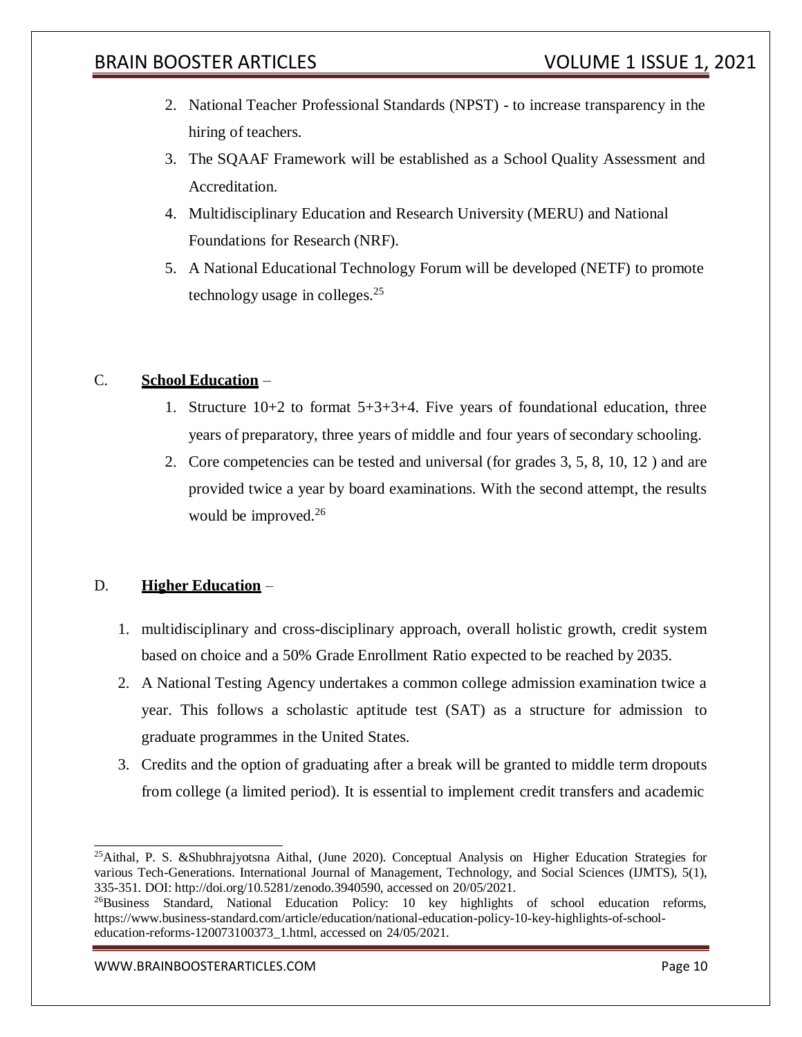2. National Teacher Professional Standards (NPST) - to increase transparency in the hiring of teachers.
3. The SQAAF Framework will be established as a School Quality Assessment and Accreditation.
4. Multidisciplinary Education and Research University (MERU) and National Foundations for Research (NRF).
5. A National Educational Technology Forum will be developed (NETF) to promote technology usage in colleges.[25]

C. **School Education** –

1. Structure 10+2 to format 5+3+3+4. Five years of foundational education, three years of preparatory, three years of middle and four years of secondary schooling.
2. Core competencies can be tested and universal (for grades 3, 5, 8, 10, 12 ) and are provided twice a year by board examinations. With the second attempt, the results would be improved.[26]

D. **Higher Education** –

1. multidisciplinary and cross-disciplinary approach, overall holistic growth, credit system based on choice and a 50% Grade Enrollment Ratio expected to be reached by 2035.
2. A National Testing Agency undertakes a common college admission examination twice a year. This follows a scholastic aptitude test (SAT) as a structure for admission to graduate programmes in the United States.
3. Credits and the option of graduating after a break will be granted to middle term dropouts from college (a limited period). It is essential to implement credit transfers and academic

---

[25] Aithal, P. S. &Shubhrajyotsna Aithal, (June 2020). Conceptual Analysis on Higher Education Strategies for various Tech-Generations. International Journal of Management, Technology, and Social Sciences (IJMTS), 5(1), 335-351. DOI: http://doi.org/10.5281/zenodo.3940590, accessed on 20/05/2021.

[26] Business Standard, National Education Policy: 10 key highlights of school education reforms, https://www.business-standard.com/article/education/national-education-policy-10-key-highlights-of-school-education-reforms-120073100373_1.html, accessed on 24/05/2021.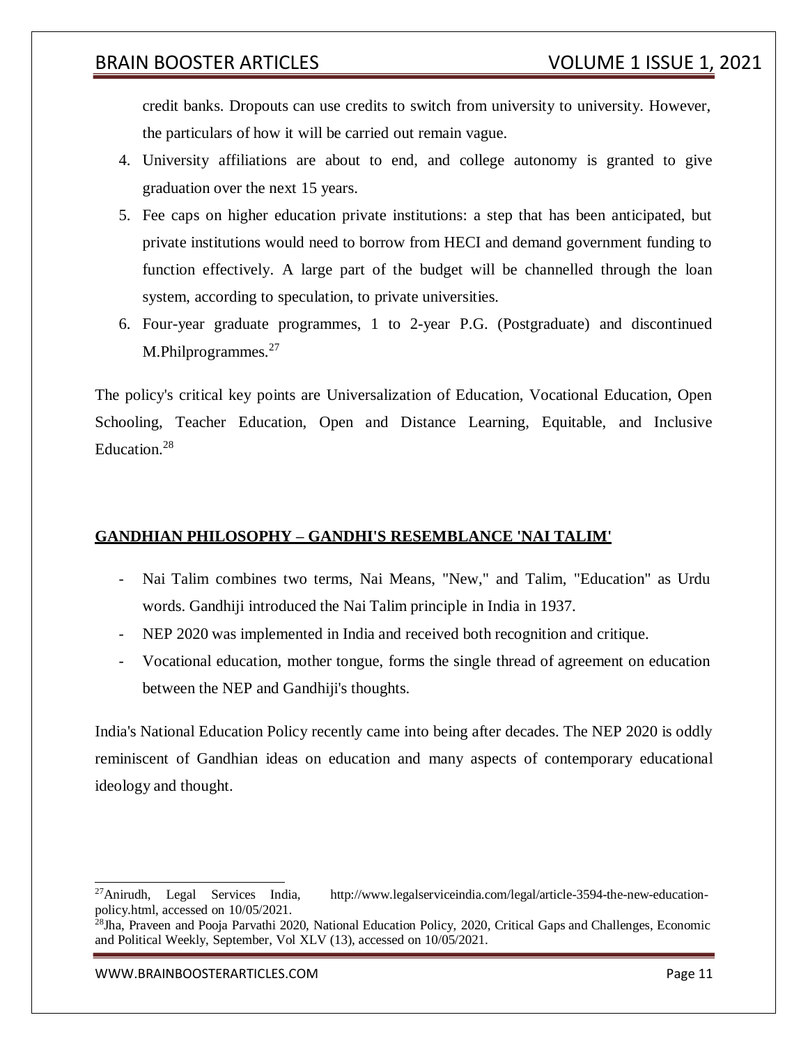credit banks. Dropouts can use credits to switch from university to university. However, the particulars of how it will be carried out remain vague.

4. University affiliations are about to end, and college autonomy is granted to give graduation over the next 15 years.
5. Fee caps on higher education private institutions: a step that has been anticipated, but private institutions would need to borrow from HECI and demand government funding to function effectively. A large part of the budget will be channelled through the loan system, according to speculation, to private universities.
6. Four-year graduate programmes, 1 to 2-year P.G. (Postgraduate) and discontinued M.Philprogrammes.[27]

The policy's critical key points are Universalization of Education, Vocational Education, Open Schooling, Teacher Education, Open and Distance Learning, Equitable, and Inclusive Education.[28]

## GANDHIAN PHILOSOPHY – GANDHI'S RESEMBLANCE 'NAI TALIM'

- Nai Talim combines two terms, Nai Means, "New," and Talim, "Education" as Urdu words. Gandhiji introduced the Nai Talim principle in India in 1937.
- NEP 2020 was implemented in India and received both recognition and critique.
- Vocational education, mother tongue, forms the single thread of agreement on education between the NEP and Gandhiji's thoughts.

India's National Education Policy recently came into being after decades. The NEP 2020 is oddly reminiscent of Gandhian ideas on education and many aspects of contemporary educational ideology and thought.

---

[27] Anirudh, Legal Services India, http://www.legalserviceindia.com/legal/article-3594-the-new-education-policy.html, accessed on 10/05/2021.

[28] Jha, Praveen and Pooja Parvathi 2020, National Education Policy, 2020, Critical Gaps and Challenges, Economic and Political Weekly, September, Vol XLV (13), accessed on 10/05/2021.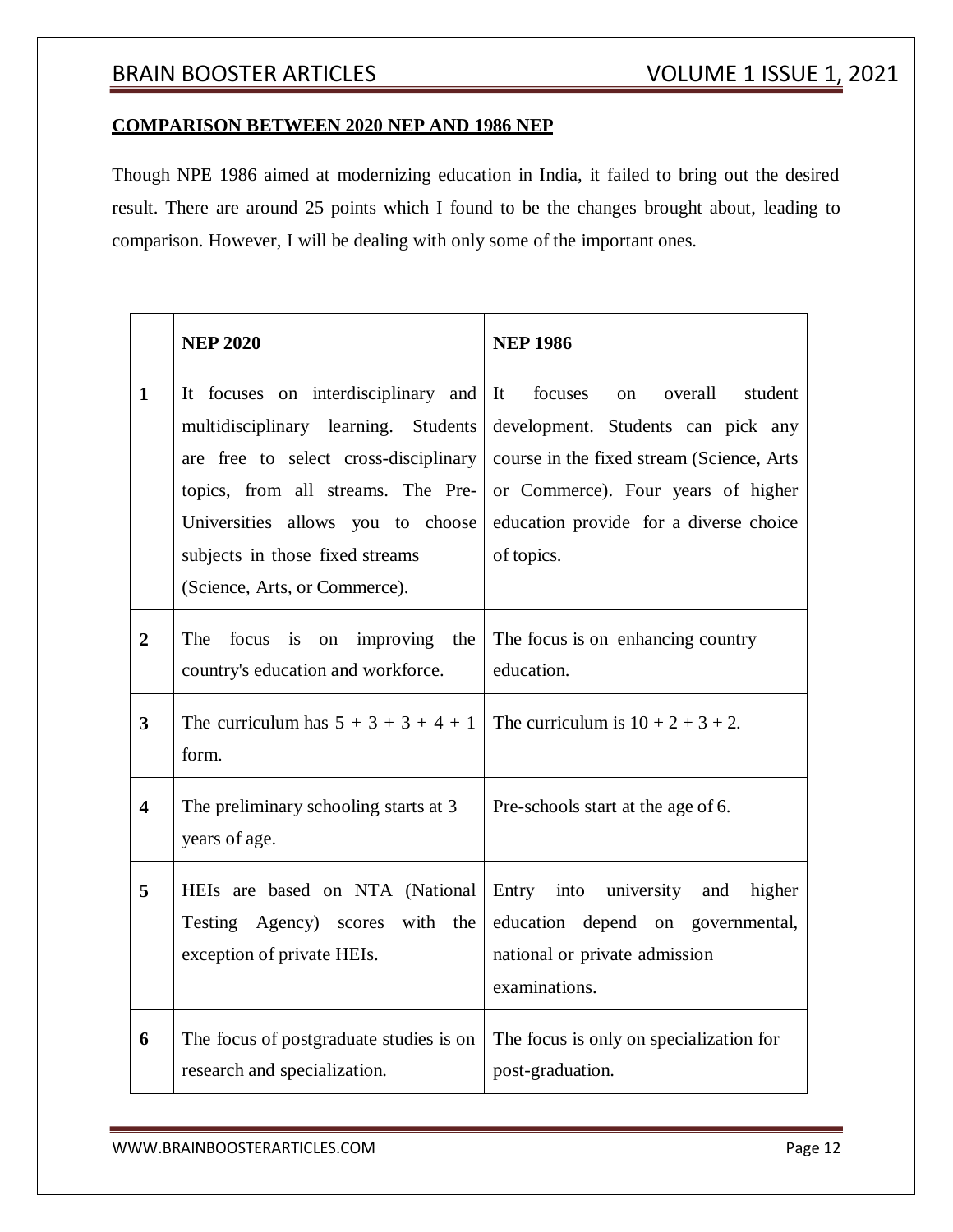**COMPARISON BETWEEN 2020 NEP AND 1986 NEP**

Though NPE 1986 aimed at modernizing education in India, it failed to bring out the desired result. There are around 25 points which I found to be the changes brought about, leading to comparison. However, I will be dealing with only some of the important ones.

| | **NEP 2020** | **NEP 1986** |
|---|---|---|
| **1** | It focuses on interdisciplinary and multidisciplinary learning. Students are free to select cross-disciplinary topics, from all streams. The Pre-Universities allows you to choose subjects in those fixed streams (Science, Arts, or Commerce). | It focuses on overall student development. Students can pick any course in the fixed stream (Science, Arts or Commerce). Four years of higher education provide for a diverse choice of topics. |
| **2** | The focus is on improving the country's education and workforce. | The focus is on enhancing country education. |
| **3** | The curriculum has 5 + 3 + 3 + 4 + 1 form. | The curriculum is 10 + 2 + 3 + 2. |
| **4** | The preliminary schooling starts at 3 years of age. | Pre-schools start at the age of 6. |
| **5** | HEIs are based on NTA (National Testing Agency) scores with the exception of private HEIs. | Entry into university and higher education depend on governmental, national or private admission examinations. |
| **6** | The focus of postgraduate studies is on research and specialization. | The focus is only on specialization for post-graduation. |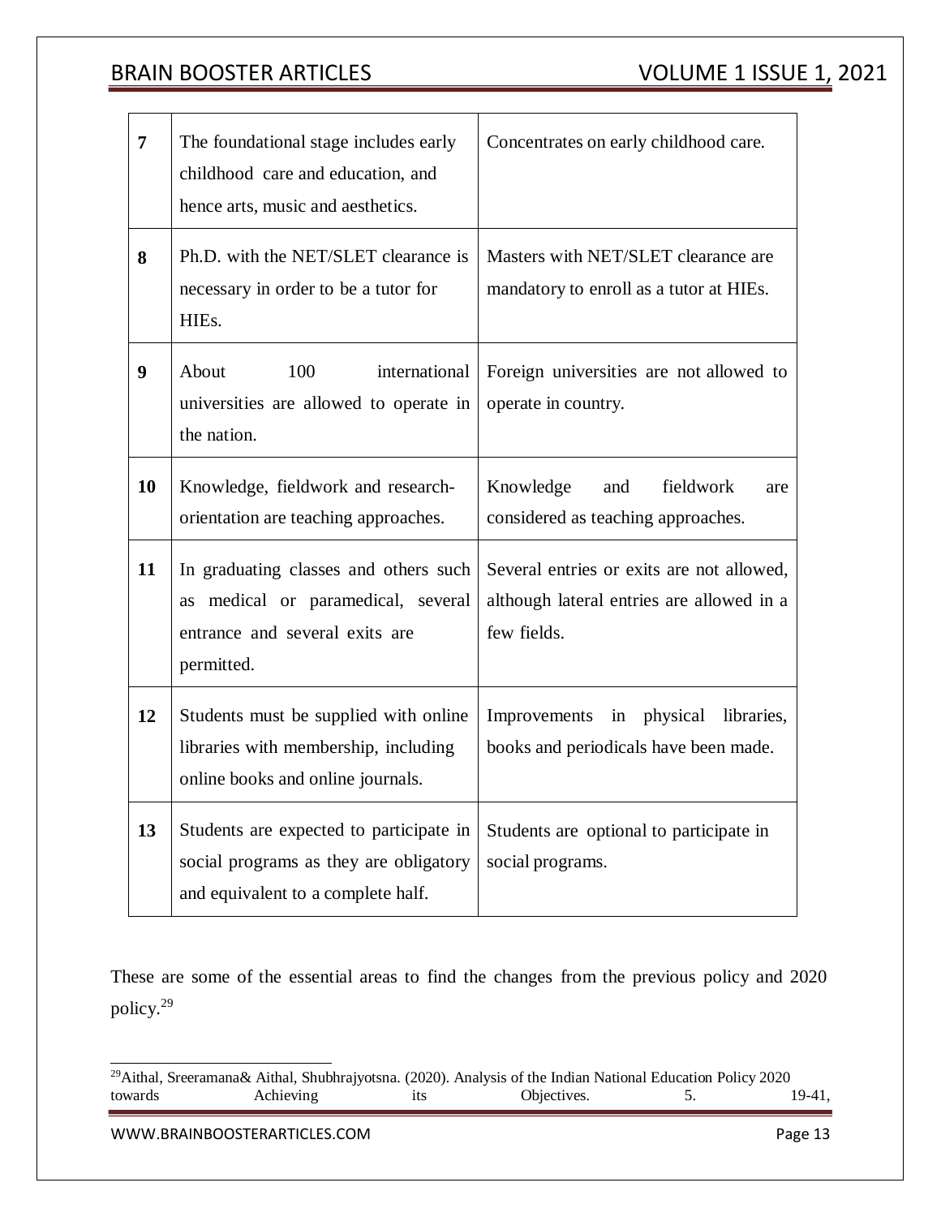| | | |
|---|---|---|
| **7** | The foundational stage includes early childhood care and education, and hence arts, music and aesthetics. | Concentrates on early childhood care. |
| **8** | Ph.D. with the NET/SLET clearance is necessary in order to be a tutor for HIEs. | Masters with NET/SLET clearance are mandatory to enroll as a tutor at HIEs. |
| **9** | About 100 international universities are allowed to operate in the nation. | Foreign universities are not allowed to operate in country. |
| **10** | Knowledge, fieldwork and research-orientation are teaching approaches. | Knowledge and fieldwork are considered as teaching approaches. |
| **11** | In graduating classes and others such as medical or paramedical, several entrance and several exits are permitted. | Several entries or exits are not allowed, although lateral entries are allowed in a few fields. |
| **12** | Students must be supplied with online libraries with membership, including online books and online journals. | Improvements in physical libraries, books and periodicals have been made. |
| **13** | Students are expected to participate in social programs as they are obligatory and equivalent to a complete half. | Students are optional to participate in social programs. |

These are some of the essential areas to find the changes from the previous policy and 2020 policy.[29]

---

[29] Aithal, Sreeramana& Aithal, Shubhrajyotsna. (2020). Analysis of the Indian National Education Policy 2020 towards Achieving its Objectives. 5. 19-41,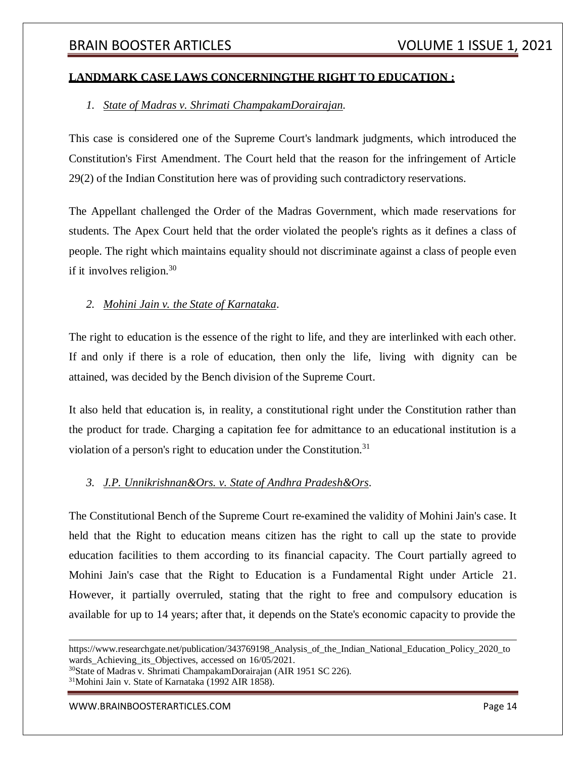## LANDMARK CASE LAWS CONCERNINGTHE RIGHT TO EDUCATION :

1. *State of Madras v. Shrimati ChampakamDorairajan.*

This case is considered one of the Supreme Court's landmark judgments, which introduced the Constitution's First Amendment. The Court held that the reason for the infringement of Article 29(2) of the Indian Constitution here was of providing such contradictory reservations.

The Appellant challenged the Order of the Madras Government, which made reservations for students. The Apex Court held that the order violated the people's rights as it defines a class of people. The right which maintains equality should not discriminate against a class of people even if it involves religion.[30]

2. *Mohini Jain v. the State of Karnataka.*

The right to education is the essence of the right to life, and they are interlinked with each other. If and only if there is a role of education, then only the life, living with dignity can be attained, was decided by the Bench division of the Supreme Court.

It also held that education is, in reality, a constitutional right under the Constitution rather than the product for trade. Charging a capitation fee for admittance to an educational institution is a violation of a person's right to education under the Constitution.[31]

3. *J.P. Unnikrishnan&Ors. v. State of Andhra Pradesh&Ors.*

The Constitutional Bench of the Supreme Court re-examined the validity of Mohini Jain's case. It held that the Right to education means citizen has the right to call up the state to provide education facilities to them according to its financial capacity. The Court partially agreed to Mohini Jain's case that the Right to Education is a Fundamental Right under Article 21. However, it partially overruled, stating that the right to free and compulsory education is available for up to 14 years; after that, it depends on the State's economic capacity to provide the

---

https://www.researchgate.net/publication/343769198_Analysis_of_the_Indian_National_Education_Policy_2020_towards_Achieving_its_Objectives, accessed on 16/05/2021.

[30] State of Madras v. Shrimati ChampakamDorairajan (AIR 1951 SC 226).

[31] Mohini Jain v. State of Karnataka (1992 AIR 1858).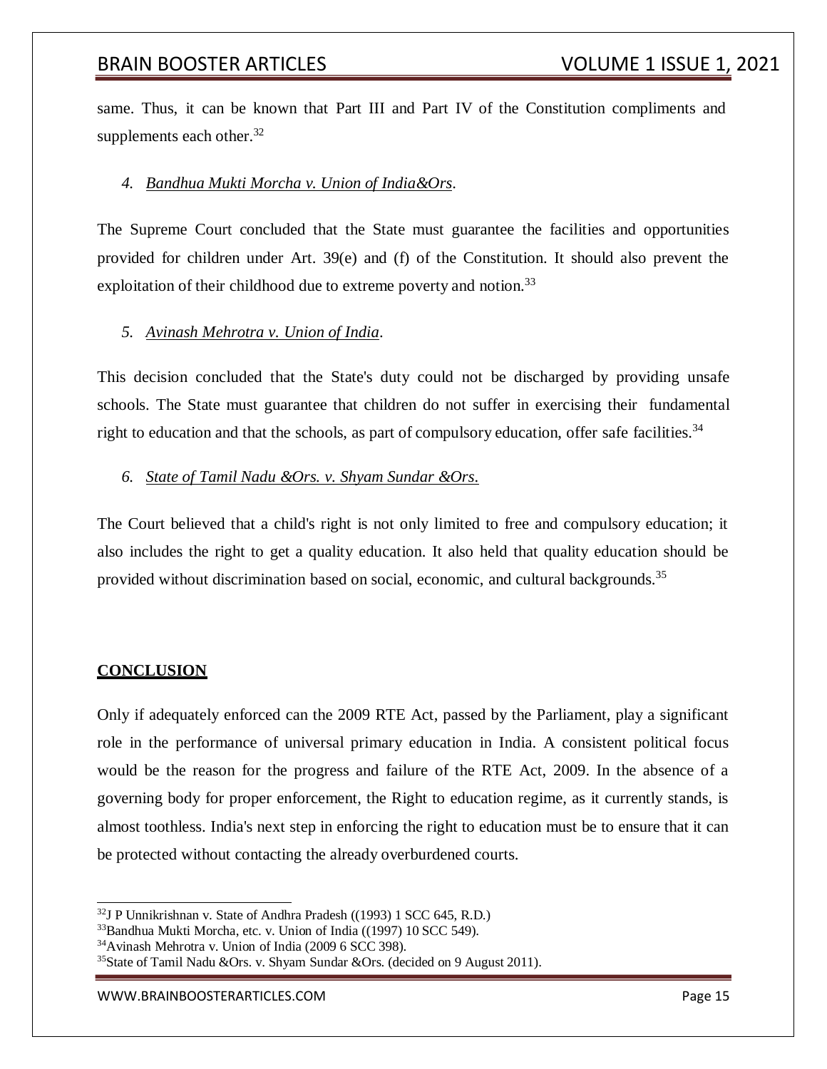same. Thus, it can be known that Part III and Part IV of the Constitution compliments and supplements each other.[32]

4. *Bandhua Mukti Morcha v. Union of India&Ors*.

The Supreme Court concluded that the State must guarantee the facilities and opportunities provided for children under Art. 39(e) and (f) of the Constitution. It should also prevent the exploitation of their childhood due to extreme poverty and notion.[33]

5. *Avinash Mehrotra v. Union of India*.

This decision concluded that the State's duty could not be discharged by providing unsafe schools. The State must guarantee that children do not suffer in exercising their fundamental right to education and that the schools, as part of compulsory education, offer safe facilities.[34]

6. *State of Tamil Nadu &Ors. v. Shyam Sundar &Ors.*

The Court believed that a child's right is not only limited to free and compulsory education; it also includes the right to get a quality education. It also held that quality education should be provided without discrimination based on social, economic, and cultural backgrounds.[35]

## CONCLUSION

Only if adequately enforced can the 2009 RTE Act, passed by the Parliament, play a significant role in the performance of universal primary education in India. A consistent political focus would be the reason for the progress and failure of the RTE Act, 2009. In the absence of a governing body for proper enforcement, the Right to education regime, as it currently stands, is almost toothless. India's next step in enforcing the right to education must be to ensure that it can be protected without contacting the already overburdened courts.

---

[32] J P Unnikrishnan v. State of Andhra Pradesh ((1993) 1 SCC 645, R.D.)

[33] Bandhua Mukti Morcha, etc. v. Union of India ((1997) 10 SCC 549).

[34] Avinash Mehrotra v. Union of India (2009 6 SCC 398).

[35] State of Tamil Nadu &Ors. v. Shyam Sundar &Ors. (decided on 9 August 2011).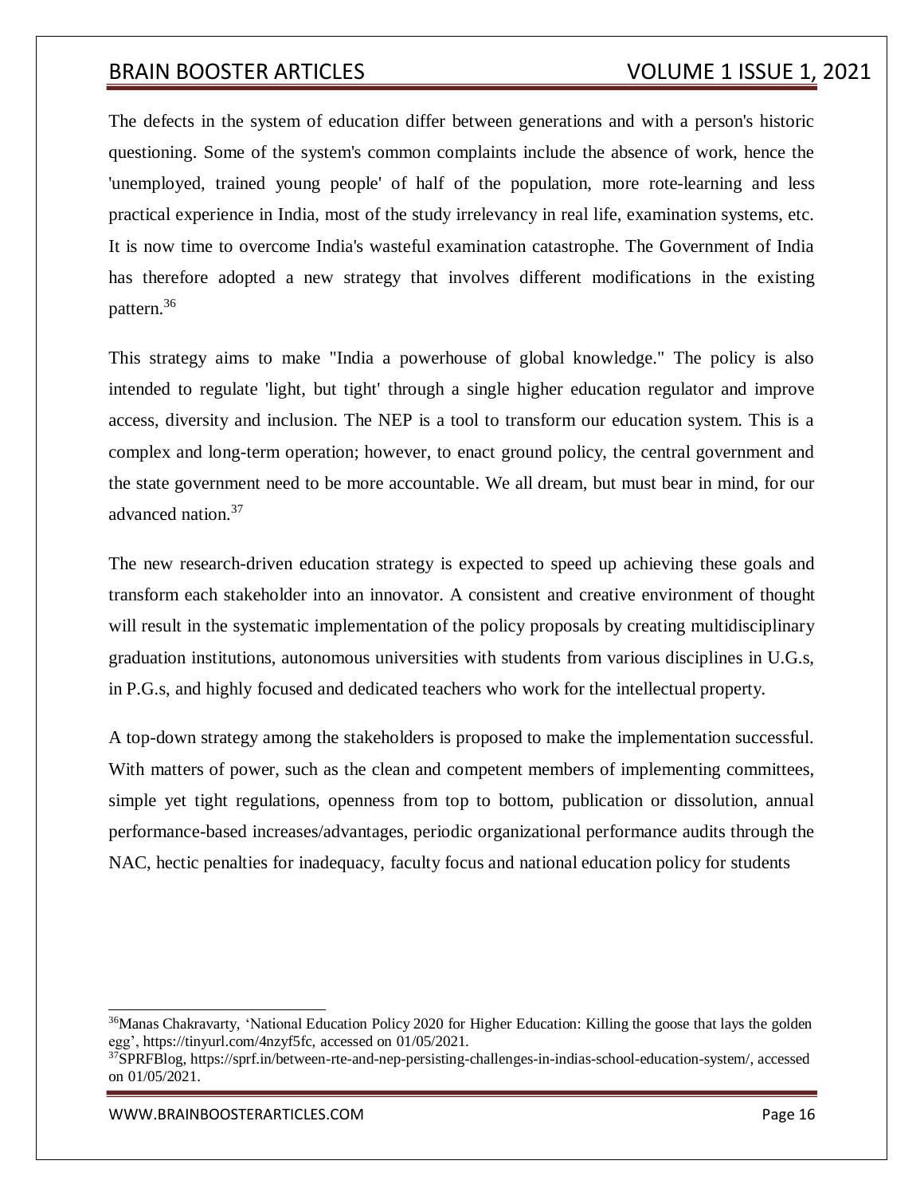The defects in the system of education differ between generations and with a person's historic questioning. Some of the system's common complaints include the absence of work, hence the 'unemployed, trained young people' of half of the population, more rote-learning and less practical experience in India, most of the study irrelevancy in real life, examination systems, etc. It is now time to overcome India's wasteful examination catastrophe. The Government of India has therefore adopted a new strategy that involves different modifications in the existing pattern.[36]

This strategy aims to make "India a powerhouse of global knowledge." The policy is also intended to regulate 'light, but tight' through a single higher education regulator and improve access, diversity and inclusion. The NEP is a tool to transform our education system. This is a complex and long-term operation; however, to enact ground policy, the central government and the state government need to be more accountable. We all dream, but must bear in mind, for our advanced nation.[37]

The new research-driven education strategy is expected to speed up achieving these goals and transform each stakeholder into an innovator. A consistent and creative environment of thought will result in the systematic implementation of the policy proposals by creating multidisciplinary graduation institutions, autonomous universities with students from various disciplines in U.G.s, in P.G.s, and highly focused and dedicated teachers who work for the intellectual property.

A top-down strategy among the stakeholders is proposed to make the implementation successful. With matters of power, such as the clean and competent members of implementing committees, simple yet tight regulations, openness from top to bottom, publication or dissolution, annual performance-based increases/advantages, periodic organizational performance audits through the NAC, hectic penalties for inadequacy, faculty focus and national education policy for students

---

[36] Manas Chakravarty, 'National Education Policy 2020 for Higher Education: Killing the goose that lays the golden egg', https://tinyurl.com/4nzyf5fc, accessed on 01/05/2021.

[37] SPRFBlog, https://sprf.in/between-rte-and-nep-persisting-challenges-in-indias-school-education-system/, accessed on 01/05/2021.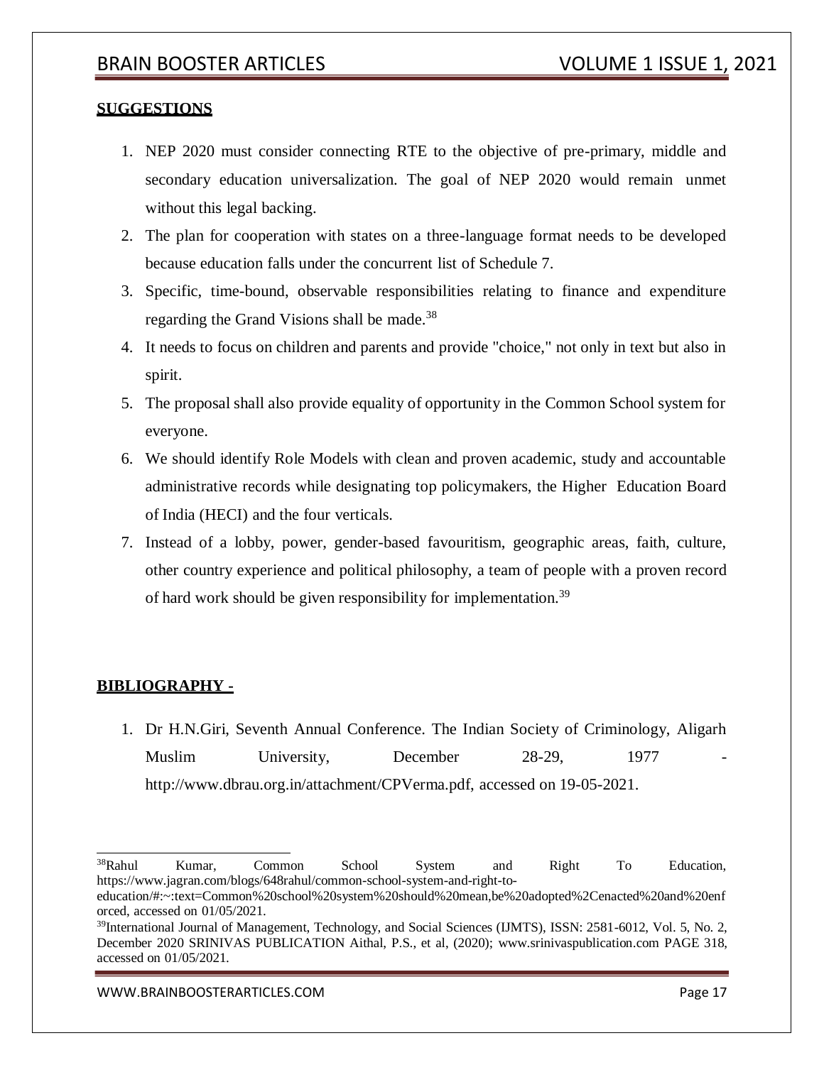**SUGGESTIONS**

1. NEP 2020 must consider connecting RTE to the objective of pre-primary, middle and secondary education universalization. The goal of NEP 2020 would remain unmet without this legal backing.
2. The plan for cooperation with states on a three-language format needs to be developed because education falls under the concurrent list of Schedule 7.
3. Specific, time-bound, observable responsibilities relating to finance and expenditure regarding the Grand Visions shall be made.[38]
4. It needs to focus on children and parents and provide "choice," not only in text but also in spirit.
5. The proposal shall also provide equality of opportunity in the Common School system for everyone.
6. We should identify Role Models with clean and proven academic, study and accountable administrative records while designating top policymakers, the Higher Education Board of India (HECI) and the four verticals.
7. Instead of a lobby, power, gender-based favouritism, geographic areas, faith, culture, other country experience and political philosophy, a team of people with a proven record of hard work should be given responsibility for implementation.[39]

**BIBLIOGRAPHY -**

1. Dr H.N.Giri, Seventh Annual Conference. The Indian Society of Criminology, Aligarh Muslim University, December 28-29, 1977 - http://www.dbrau.org.in/attachment/CPVerma.pdf, accessed on 19-05-2021.

---

[38] Rahul Kumar, Common School System and Right To Education, https://www.jagran.com/blogs/648rahul/common-school-system-and-right-to-education/#:~:text=Common%20school%20system%20should%20mean,be%20adopted%2Cenacted%20and%20enforced, accessed on 01/05/2021.

[39] International Journal of Management, Technology, and Social Sciences (IJMTS), ISSN: 2581-6012, Vol. 5, No. 2, December 2020 SRINIVAS PUBLICATION Aithal, P.S., et al, (2020); www.srinivaspublication.com PAGE 318, accessed on 01/05/2021.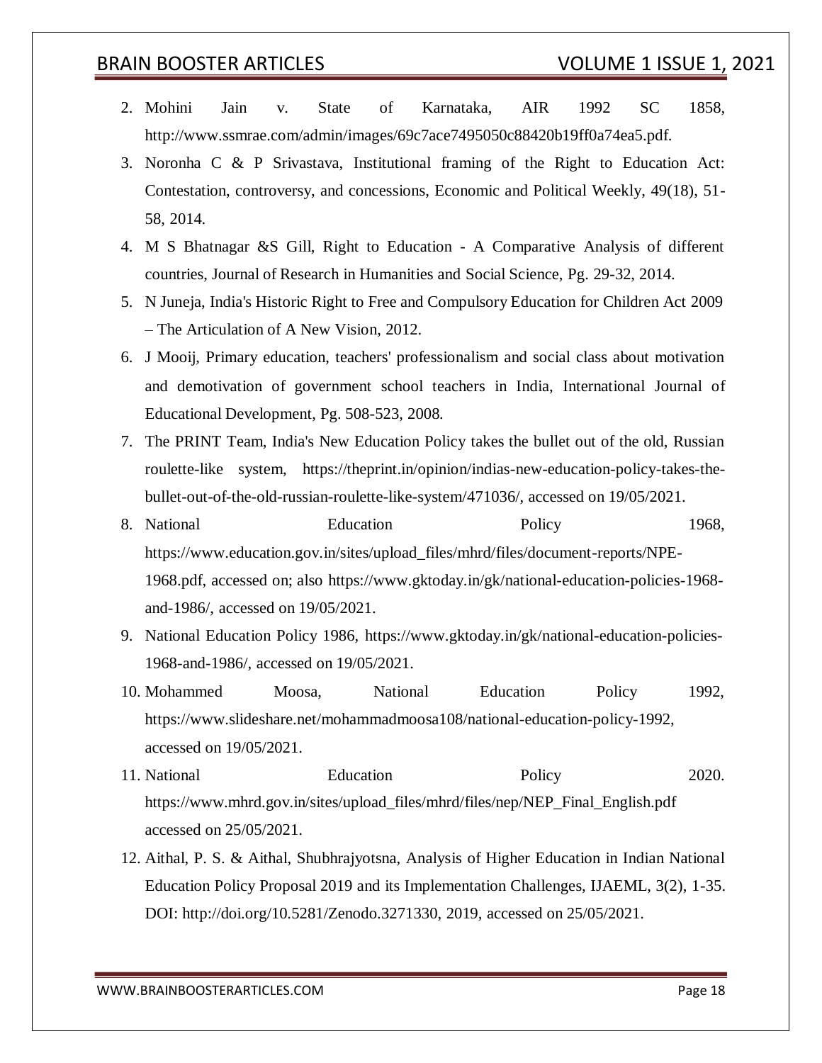2. Mohini Jain v. State of Karnataka, AIR 1992 SC 1858, http://www.ssmrae.com/admin/images/69c7ace7495050c88420b19ff0a74ea5.pdf.
3. Noronha C & P Srivastava, Institutional framing of the Right to Education Act: Contestation, controversy, and concessions, Economic and Political Weekly, 49(18), 51-58, 2014.
4. M S Bhatnagar &S Gill, Right to Education - A Comparative Analysis of different countries, Journal of Research in Humanities and Social Science, Pg. 29-32, 2014.
5. N Juneja, India's Historic Right to Free and Compulsory Education for Children Act 2009 – The Articulation of A New Vision, 2012.
6. J Mooij, Primary education, teachers' professionalism and social class about motivation and demotivation of government school teachers in India, International Journal of Educational Development, Pg. 508-523, 2008.
7. The PRINT Team, India's New Education Policy takes the bullet out of the old, Russian roulette-like system, https://theprint.in/opinion/indias-new-education-policy-takes-the-bullet-out-of-the-old-russian-roulette-like-system/471036/, accessed on 19/05/2021.
8. National Education Policy 1968, https://www.education.gov.in/sites/upload_files/mhrd/files/document-reports/NPE-1968.pdf, accessed on; also https://www.gktoday.in/gk/national-education-policies-1968-and-1986/, accessed on 19/05/2021.
9. National Education Policy 1986, https://www.gktoday.in/gk/national-education-policies-1968-and-1986/, accessed on 19/05/2021.
10. Mohammed Moosa, National Education Policy 1992, https://www.slideshare.net/mohammadmoosa108/national-education-policy-1992, accessed on 19/05/2021.
11. National Education Policy 2020. https://www.mhrd.gov.in/sites/upload_files/mhrd/files/nep/NEP_Final_English.pdf accessed on 25/05/2021.
12. Aithal, P. S. & Aithal, Shubhrajyotsna, Analysis of Higher Education in Indian National Education Policy Proposal 2019 and its Implementation Challenges, IJAEML, 3(2), 1-35. DOI: http://doi.org/10.5281/Zenodo.3271330, 2019, accessed on 25/05/2021.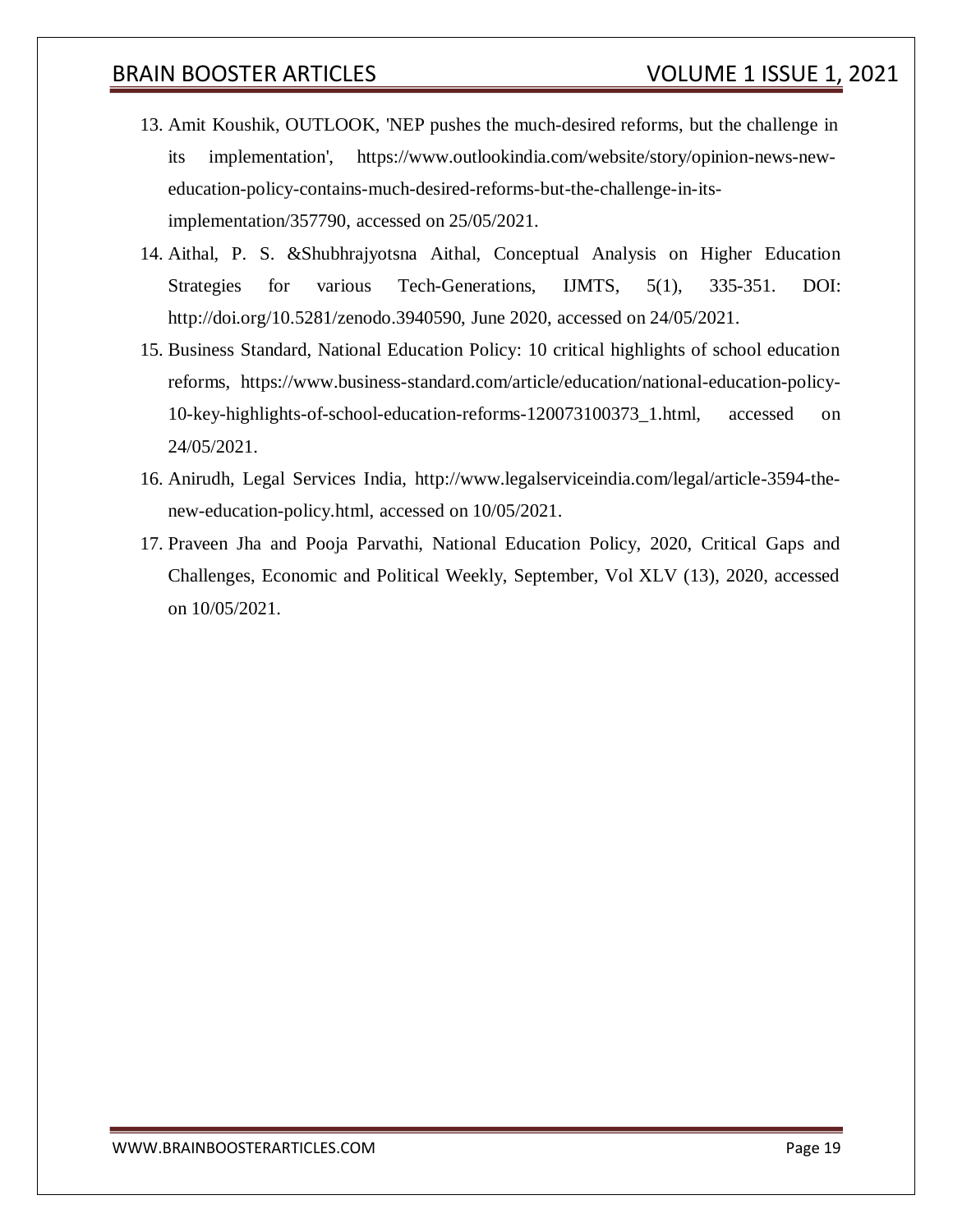13. Amit Koushik, OUTLOOK, 'NEP pushes the much-desired reforms, but the challenge in its implementation', https://www.outlookindia.com/website/story/opinion-news-new-education-policy-contains-much-desired-reforms-but-the-challenge-in-its-implementation/357790, accessed on 25/05/2021.
14. Aithal, P. S. &Shubhrajyotsna Aithal, Conceptual Analysis on Higher Education Strategies for various Tech-Generations, IJMTS, 5(1), 335-351. DOI: http://doi.org/10.5281/zenodo.3940590, June 2020, accessed on 24/05/2021.
15. Business Standard, National Education Policy: 10 critical highlights of school education reforms, https://www.business-standard.com/article/education/national-education-policy-10-key-highlights-of-school-education-reforms-120073100373_1.html, accessed on 24/05/2021.
16. Anirudh, Legal Services India, http://www.legalserviceindia.com/legal/article-3594-the-new-education-policy.html, accessed on 10/05/2021.
17. Praveen Jha and Pooja Parvathi, National Education Policy, 2020, Critical Gaps and Challenges, Economic and Political Weekly, September, Vol XLV (13), 2020, accessed on 10/05/2021.